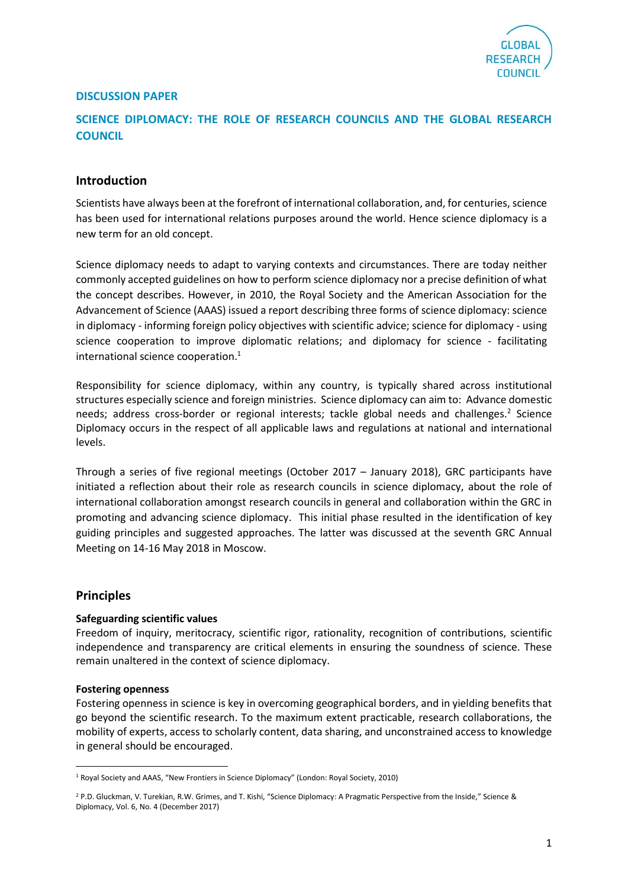**DISCUSSION PAPER**

# SCIENCE DIPLOMACY: THE ROLE OF RESEARCH COUNCILS AND THE GLOBAL RESEARCH COUNCIL

## Introduction

Scientists have always been at the forefront of international collaboration, and, for centuries, science has been used for international relations purposes around the world. Hence science diplomacy is a new term for an old concept.

Science diplomacy needs to adapt to varying contexts and circumstances. There are today neither commonly accepted guidelines on how to perform science diplomacy nor a precise definition of what the concept describes. However, in 2010, the Royal Society and the American Association for the Advancement of Science (AAAS) issued a report describing three forms of science diplomacy: science in diplomacy - informing foreign policy objectives with scientific advice; science for diplomacy - using science cooperation to improve diplomatic relations; and diplomacy for science - facilitating international science cooperation.[1]

Responsibility for science diplomacy, within any country, is typically shared across institutional structures especially science and foreign ministries. Science diplomacy can aim to: Advance domestic needs; address cross-border or regional interests; tackle global needs and challenges.[2] Science Diplomacy occurs in the respect of all applicable laws and regulations at national and international levels.

Through a series of five regional meetings (October 2017 – January 2018), GRC participants have initiated a reflection about their role as research councils in science diplomacy, about the role of international collaboration amongst research councils in general and collaboration within the GRC in promoting and advancing science diplomacy. This initial phase resulted in the identification of key guiding principles and suggested approaches. The latter was discussed at the seventh GRC Annual Meeting on 14-16 May 2018 in Moscow.

## Principles

**Safeguarding scientific values**

Freedom of inquiry, meritocracy, scientific rigor, rationality, recognition of contributions, scientific independence and transparency are critical elements in ensuring the soundness of science. These remain unaltered in the context of science diplomacy.

**Fostering openness**

Fostering openness in science is key in overcoming geographical borders, and in yielding benefits that go beyond the scientific research. To the maximum extent practicable, research collaborations, the mobility of experts, access to scholarly content, data sharing, and unconstrained access to knowledge in general should be encouraged.

---

[1] Royal Society and AAAS, "New Frontiers in Science Diplomacy" (London: Royal Society, 2010)

[2] P.D. Gluckman, V. Turekian, R.W. Grimes, and T. Kishi, "Science Diplomacy: A Pragmatic Perspective from the Inside," Science & Diplomacy, Vol. 6, No. 4 (December 2017)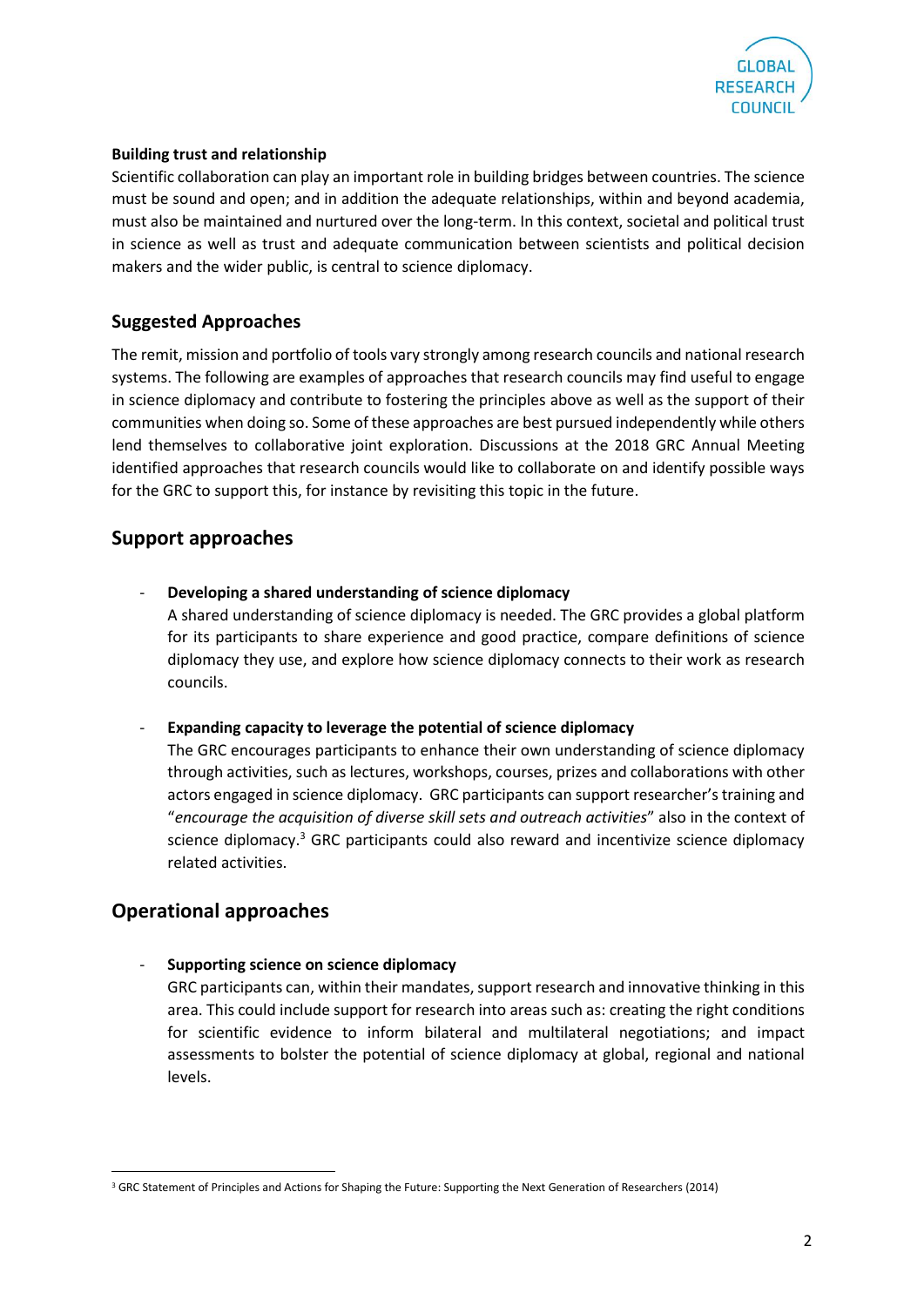**Building trust and relationship**

Scientific collaboration can play an important role in building bridges between countries. The science must be sound and open; and in addition the adequate relationships, within and beyond academia, must also be maintained and nurtured over the long-term. In this context, societal and political trust in science as well as trust and adequate communication between scientists and political decision makers and the wider public, is central to science diplomacy.

### Suggested Approaches

The remit, mission and portfolio of tools vary strongly among research councils and national research systems. The following are examples of approaches that research councils may find useful to engage in science diplomacy and contribute to fostering the principles above as well as the support of their communities when doing so. Some of these approaches are best pursued independently while others lend themselves to collaborative joint exploration. Discussions at the 2018 GRC Annual Meeting identified approaches that research councils would like to collaborate on and identify possible ways for the GRC to support this, for instance by revisiting this topic in the future.

## Support approaches

- **Developing a shared understanding of science diplomacy**
  A shared understanding of science diplomacy is needed. The GRC provides a global platform for its participants to share experience and good practice, compare definitions of science diplomacy they use, and explore how science diplomacy connects to their work as research councils.

- **Expanding capacity to leverage the potential of science diplomacy**
  The GRC encourages participants to enhance their own understanding of science diplomacy through activities, such as lectures, workshops, courses, prizes and collaborations with other actors engaged in science diplomacy. GRC participants can support researcher's training and "*encourage the acquisition of diverse skill sets and outreach activities*" also in the context of science diplomacy.[3] GRC participants could also reward and incentivize science diplomacy related activities.

## Operational approaches

- **Supporting science on science diplomacy**
  GRC participants can, within their mandates, support research and innovative thinking in this area. This could include support for research into areas such as: creating the right conditions for scientific evidence to inform bilateral and multilateral negotiations; and impact assessments to bolster the potential of science diplomacy at global, regional and national levels.

[3] GRC Statement of Principles and Actions for Shaping the Future: Supporting the Next Generation of Researchers (2014)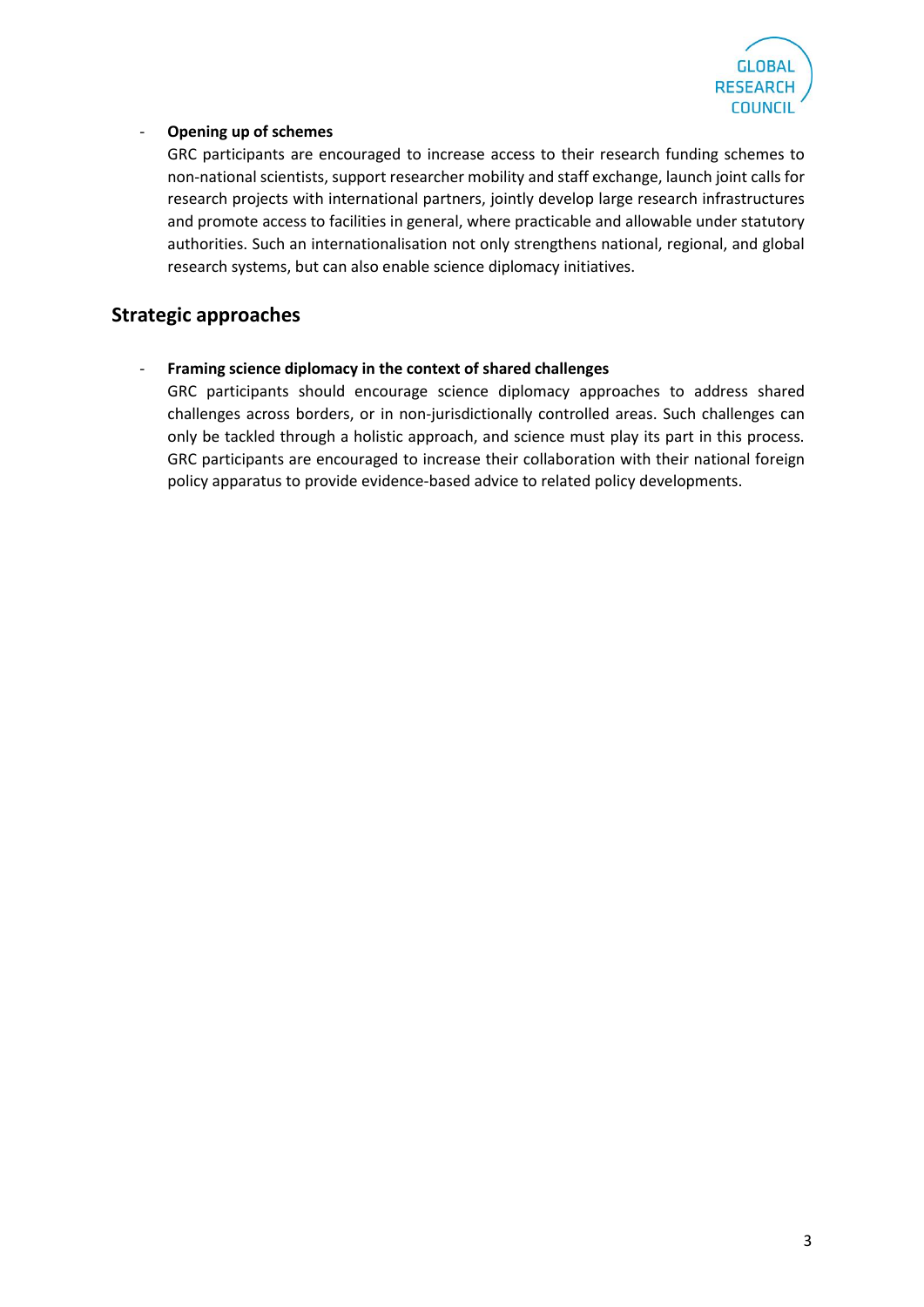- **Opening up of schemes**

  GRC participants are encouraged to increase access to their research funding schemes to non-national scientists, support researcher mobility and staff exchange, launch joint calls for research projects with international partners, jointly develop large research infrastructures and promote access to facilities in general, where practicable and allowable under statutory authorities. Such an internationalisation not only strengthens national, regional, and global research systems, but can also enable science diplomacy initiatives.

## Strategic approaches

- **Framing science diplomacy in the context of shared challenges**

  GRC participants should encourage science diplomacy approaches to address shared challenges across borders, or in non-jurisdictionally controlled areas. Such challenges can only be tackled through a holistic approach, and science must play its part in this process. GRC participants are encouraged to increase their collaboration with their national foreign policy apparatus to provide evidence-based advice to related policy developments.